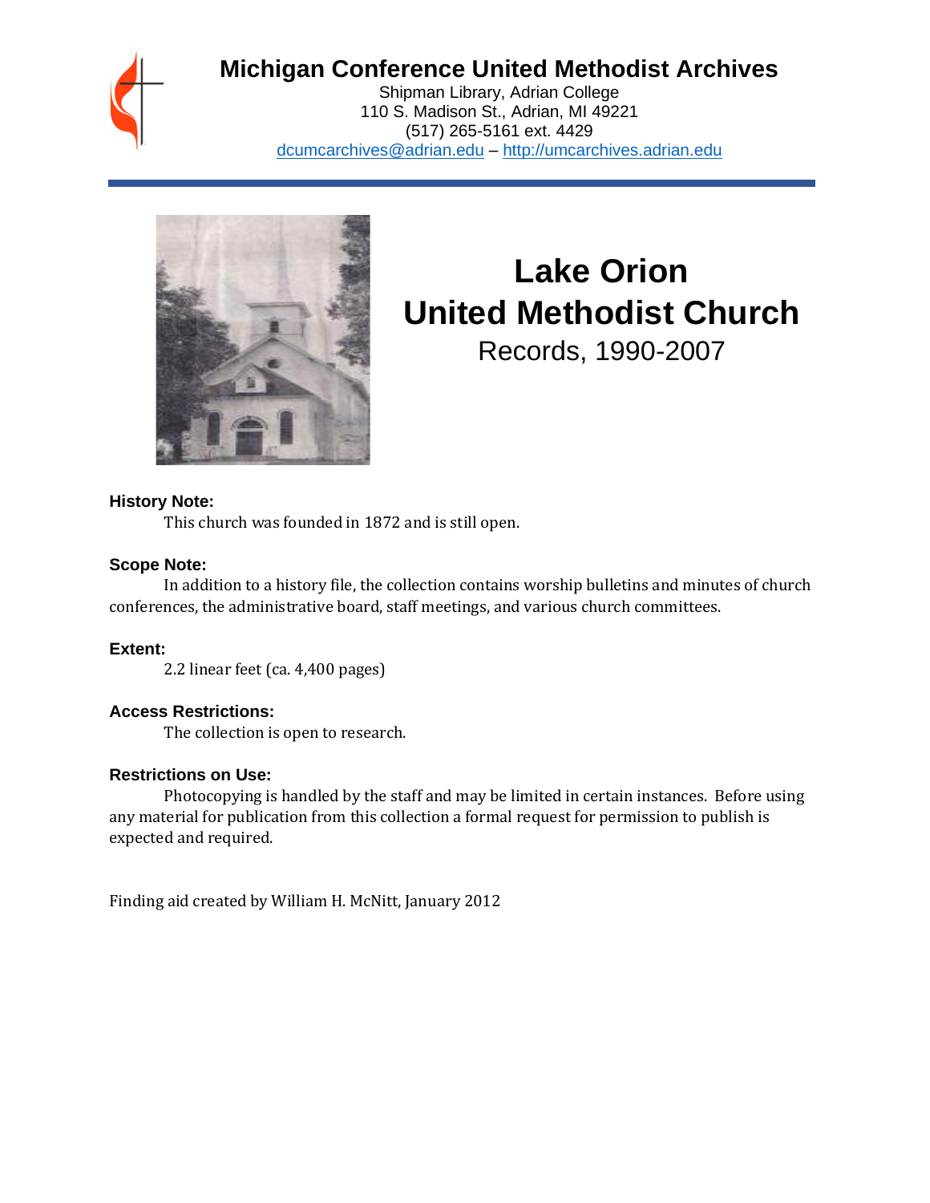# Michigan Conference United Methodist Archives

Shipman Library, Adrian College
110 S. Madison St., Adrian, MI 49221
(517) 265-5161 ext. 4429
dcumcarchives@adrian.edu – http://umcarchives.adrian.edu

# Lake Orion United Methodist Church

## Records, 1990-2007

### History Note:

This church was founded in 1872 and is still open.

### Scope Note:

In addition to a history file, the collection contains worship bulletins and minutes of church conferences, the administrative board, staff meetings, and various church committees.

### Extent:

2.2 linear feet (ca. 4,400 pages)

### Access Restrictions:

The collection is open to research.

### Restrictions on Use:

Photocopying is handled by the staff and may be limited in certain instances. Before using any material for publication from this collection a formal request for permission to publish is expected and required.

Finding aid created by William H. McNitt, January 2012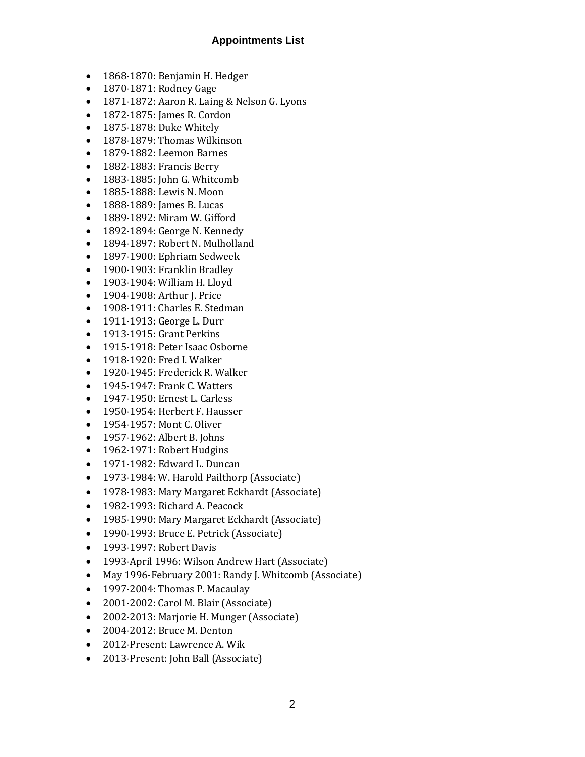# Appointments List

- 1868-1870: Benjamin H. Hedger
- 1870-1871: Rodney Gage
- 1871-1872: Aaron R. Laing & Nelson G. Lyons
- 1872-1875: James R. Cordon
- 1875-1878: Duke Whitely
- 1878-1879: Thomas Wilkinson
- 1879-1882: Leemon Barnes
- 1882-1883: Francis Berry
- 1883-1885: John G. Whitcomb
- 1885-1888: Lewis N. Moon
- 1888-1889: James B. Lucas
- 1889-1892: Miram W. Gifford
- 1892-1894: George N. Kennedy
- 1894-1897: Robert N. Mulholland
- 1897-1900: Ephriam Sedweek
- 1900-1903: Franklin Bradley
- 1903-1904: William H. Lloyd
- 1904-1908: Arthur J. Price
- 1908-1911: Charles E. Stedman
- 1911-1913: George L. Durr
- 1913-1915: Grant Perkins
- 1915-1918: Peter Isaac Osborne
- 1918-1920: Fred I. Walker
- 1920-1945: Frederick R. Walker
- 1945-1947: Frank C. Watters
- 1947-1950: Ernest L. Carless
- 1950-1954: Herbert F. Hausser
- 1954-1957: Mont C. Oliver
- 1957-1962: Albert B. Johns
- 1962-1971: Robert Hudgins
- 1971-1982: Edward L. Duncan
- 1973-1984: W. Harold Pailthorp (Associate)
- 1978-1983: Mary Margaret Eckhardt (Associate)
- 1982-1993: Richard A. Peacock
- 1985-1990: Mary Margaret Eckhardt (Associate)
- 1990-1993: Bruce E. Petrick (Associate)
- 1993-1997: Robert Davis
- 1993-April 1996: Wilson Andrew Hart (Associate)
- May 1996-February 2001: Randy J. Whitcomb (Associate)
- 1997-2004: Thomas P. Macaulay
- 2001-2002: Carol M. Blair (Associate)
- 2002-2013: Marjorie H. Munger (Associate)
- 2004-2012: Bruce M. Denton
- 2012-Present: Lawrence A. Wik
- 2013-Present: John Ball (Associate)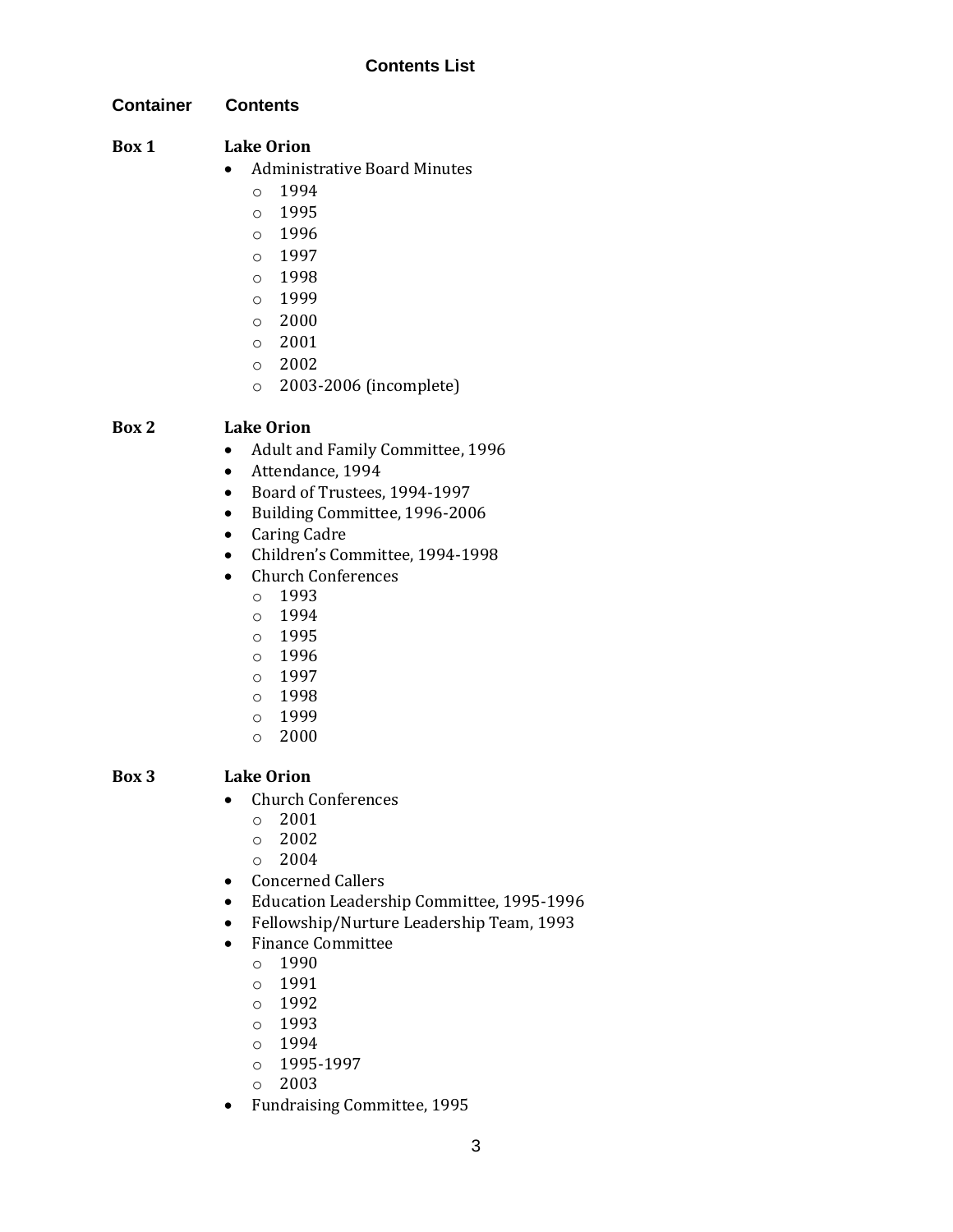## Contents List

| Container | Contents |
|---|---|

**Box 1** **Lake Orion**

- Administrative Board Minutes
  - 1994
  - 1995
  - 1996
  - 1997
  - 1998
  - 1999
  - 2000
  - 2001
  - 2002
  - 2003-2006 (incomplete)

**Box 2** **Lake Orion**

- Adult and Family Committee, 1996
- Attendance, 1994
- Board of Trustees, 1994-1997
- Building Committee, 1996-2006
- Caring Cadre
- Children's Committee, 1994-1998
- Church Conferences
  - 1993
  - 1994
  - 1995
  - 1996
  - 1997
  - 1998
  - 1999
  - 2000

**Box 3** **Lake Orion**

- Church Conferences
  - 2001
  - 2002
  - 2004
- Concerned Callers
- Education Leadership Committee, 1995-1996
- Fellowship/Nurture Leadership Team, 1993
- Finance Committee
  - 1990
  - 1991
  - 1992
  - 1993
  - 1994
  - 1995-1997
  - 2003
- Fundraising Committee, 1995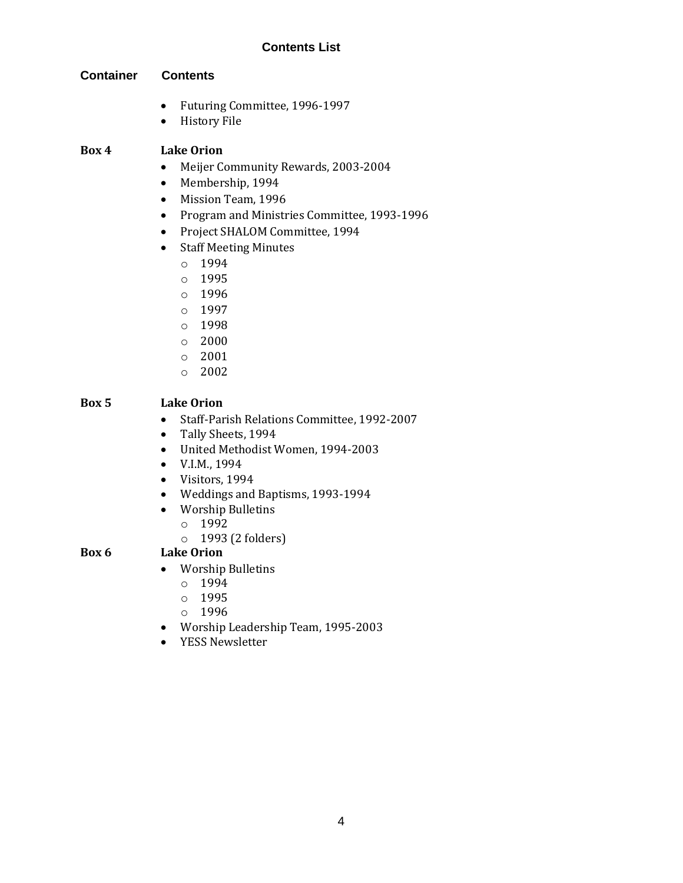## Contents List

**Container** **Contents**

- Futuring Committee, 1996-1997
- History File

**Box 4** **Lake Orion**

- Meijer Community Rewards, 2003-2004
- Membership, 1994
- Mission Team, 1996
- Program and Ministries Committee, 1993-1996
- Project SHALOM Committee, 1994
- Staff Meeting Minutes
  - 1994
  - 1995
  - 1996
  - 1997
  - 1998
  - 2000
  - 2001
  - 2002

**Box 5** **Lake Orion**

- Staff-Parish Relations Committee, 1992-2007
- Tally Sheets, 1994
- United Methodist Women, 1994-2003
- V.I.M., 1994
- Visitors, 1994
- Weddings and Baptisms, 1993-1994
- Worship Bulletins
  - 1992
  - 1993 (2 folders)

**Box 6** **Lake Orion**

- Worship Bulletins
  - 1994
  - 1995
  - 1996
- Worship Leadership Team, 1995-2003
- YESS Newsletter